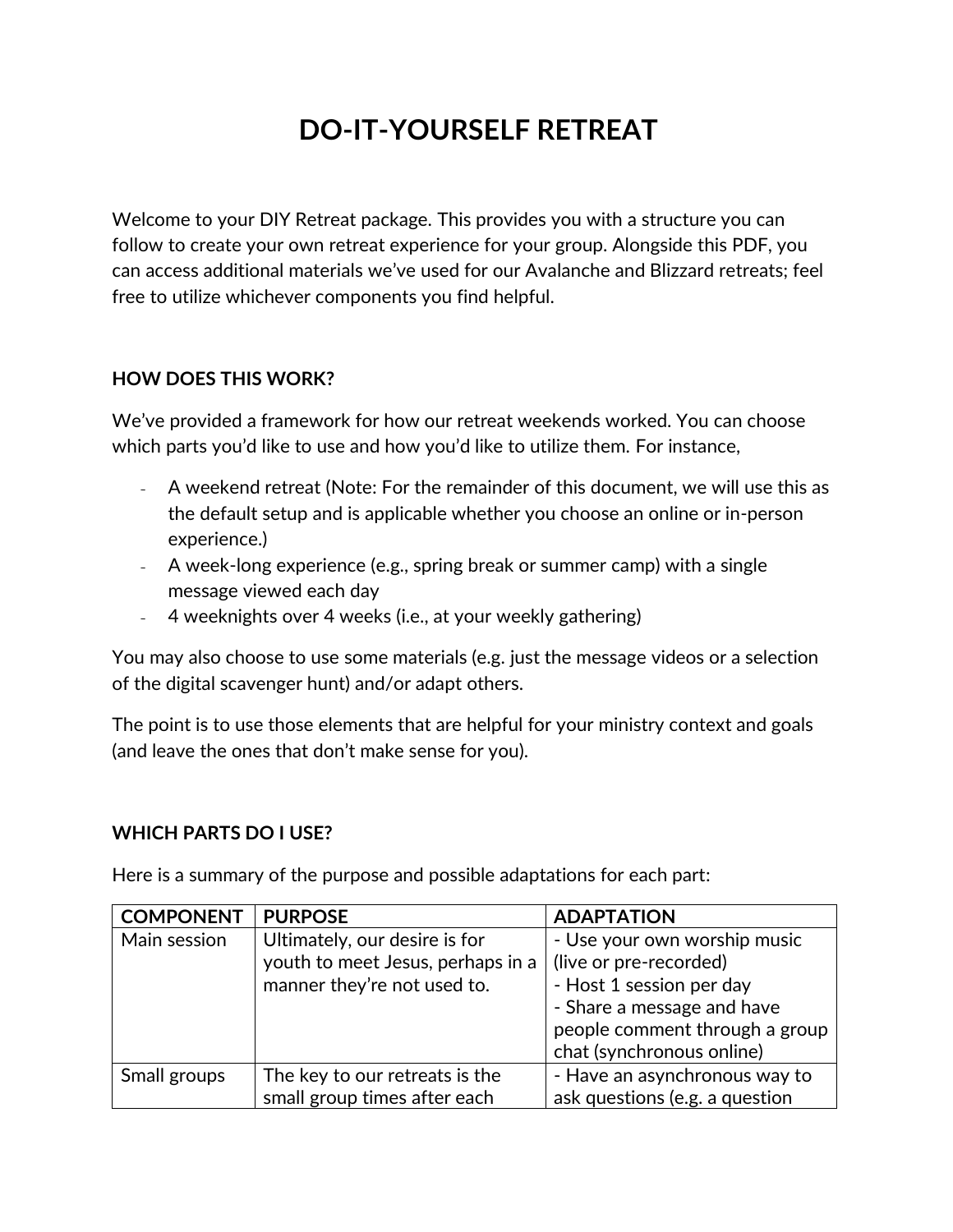# DO-IT-YOURSELF RETREAT

Welcome to your DIY Retreat package. This provides you with a structure you can follow to create your own retreat experience for your group. Alongside this PDF, you can access additional materials we've used for our Avalanche and Blizzard retreats; feel free to utilize whichever components you find helpful.

### HOW DOES THIS WORK?

We've provided a framework for how our retreat weekends worked. You can choose which parts you'd like to use and how you'd like to utilize them. For instance,

- A weekend retreat (Note: For the remainder of this document, we will use this as the default setup and is applicable whether you choose an online or in-person experience.)
- A week-long experience (e.g., spring break or summer camp) with a single message viewed each day
- 4 weeknights over 4 weeks (i.e., at your weekly gathering)

You may also choose to use some materials (e.g. just the message videos or a selection of the digital scavenger hunt) and/or adapt others.

The point is to use those elements that are helpful for your ministry context and goals (and leave the ones that don't make sense for you).

### WHICH PARTS DO I USE?

Here is a summary of the purpose and possible adaptations for each part:

| COMPONENT | PURPOSE | ADAPTATION |
|---|---|---|
| Main session | Ultimately, our desire is for youth to meet Jesus, perhaps in a manner they're not used to. | - Use your own worship music (live or pre-recorded)<br>- Host 1 session per day<br>- Share a message and have people comment through a group chat (synchronous online) |
| Small groups | The key to our retreats is the small group times after each | - Have an asynchronous way to ask questions (e.g. a question |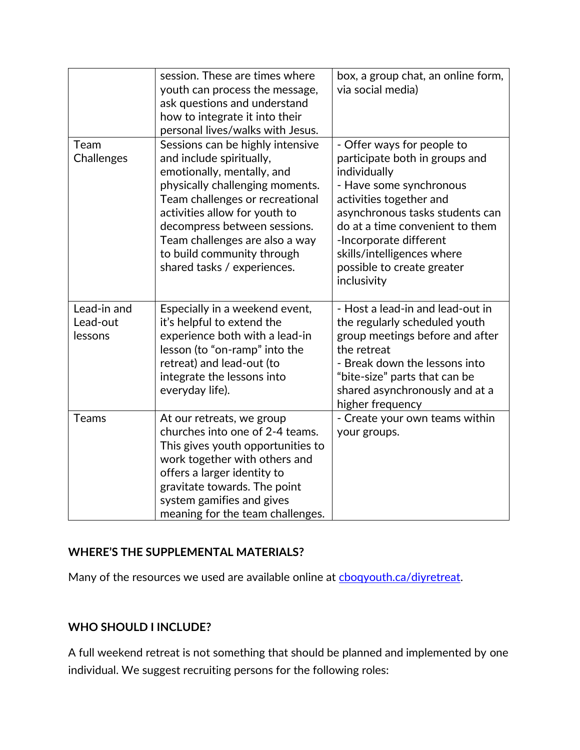| | | |
|---|---|---|
| | session. These are times where youth can process the message, ask questions and understand how to integrate it into their personal lives/walks with Jesus. | box, a group chat, an online form, via social media) |
| Team Challenges | Sessions can be highly intensive and include spiritually, emotionally, mentally, and physically challenging moments. Team challenges or recreational activities allow for youth to decompress between sessions. Team challenges are also a way to build community through shared tasks / experiences. | - Offer ways for people to participate both in groups and individually<br>- Have some synchronous activities together and asynchronous tasks students can do at a time convenient to them<br>-Incorporate different skills/intelligences where possible to create greater inclusivity |
| Lead-in and Lead-out lessons | Especially in a weekend event, it's helpful to extend the experience both with a lead-in lesson (to "on-ramp" into the retreat) and lead-out (to integrate the lessons into everyday life). | - Host a lead-in and lead-out in the regularly scheduled youth group meetings before and after the retreat<br>- Break down the lessons into "bite-size" parts that can be shared asynchronously and at a higher frequency |
| Teams | At our retreats, we group churches into one of 2-4 teams. This gives youth opportunities to work together with others and offers a larger identity to gravitate towards. The point system gamifies and gives meaning for the team challenges. | - Create your own teams within your groups. |

**WHERE'S THE SUPPLEMENTAL MATERIALS?**

Many of the resources we used are available online at [cboqyouth.ca/diyretreat](cboqyouth.ca/diyretreat).

**WHO SHOULD I INCLUDE?**

A full weekend retreat is not something that should be planned and implemented by one individual. We suggest recruiting persons for the following roles: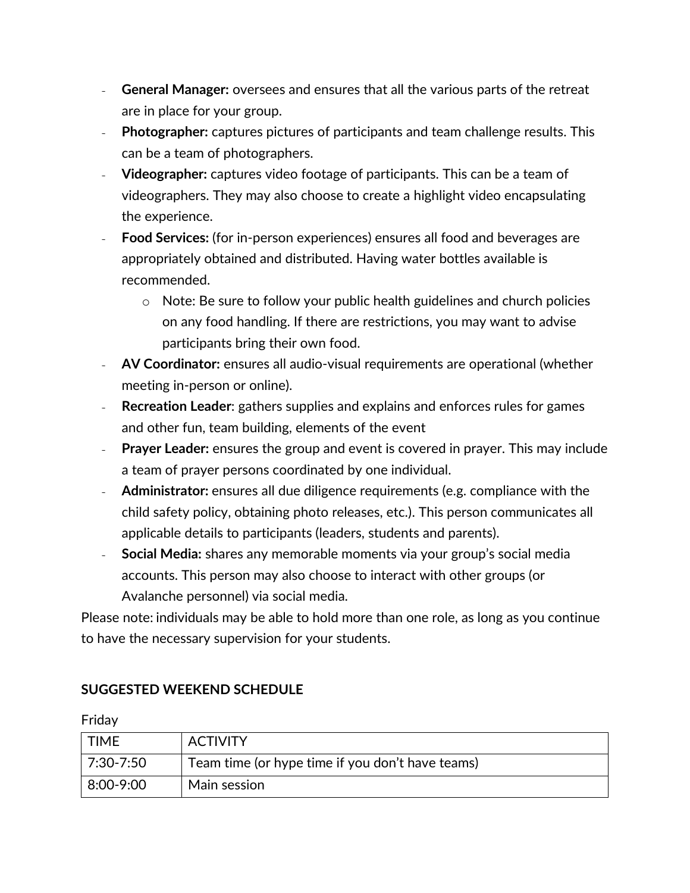- **General Manager:** oversees and ensures that all the various parts of the retreat are in place for your group.
- **Photographer:** captures pictures of participants and team challenge results. This can be a team of photographers.
- **Videographer:** captures video footage of participants. This can be a team of videographers. They may also choose to create a highlight video encapsulating the experience.
- **Food Services:** (for in-person experiences) ensures all food and beverages are appropriately obtained and distributed. Having water bottles available is recommended.
  - Note: Be sure to follow your public health guidelines and church policies on any food handling. If there are restrictions, you may want to advise participants bring their own food.
- **AV Coordinator:** ensures all audio-visual requirements are operational (whether meeting in-person or online).
- **Recreation Leader**: gathers supplies and explains and enforces rules for games and other fun, team building, elements of the event
- **Prayer Leader:** ensures the group and event is covered in prayer. This may include a team of prayer persons coordinated by one individual.
- **Administrator:** ensures all due diligence requirements (e.g. compliance with the child safety policy, obtaining photo releases, etc.). This person communicates all applicable details to participants (leaders, students and parents).
- **Social Media:** shares any memorable moments via your group's social media accounts. This person may also choose to interact with other groups (or Avalanche personnel) via social media.

Please note: individuals may be able to hold more than one role, as long as you continue to have the necessary supervision for your students.

**SUGGESTED WEEKEND SCHEDULE**

Friday

| TIME | ACTIVITY |
| --- | --- |
| 7:30-7:50 | Team time (or hype time if you don't have teams) |
| 8:00-9:00 | Main session |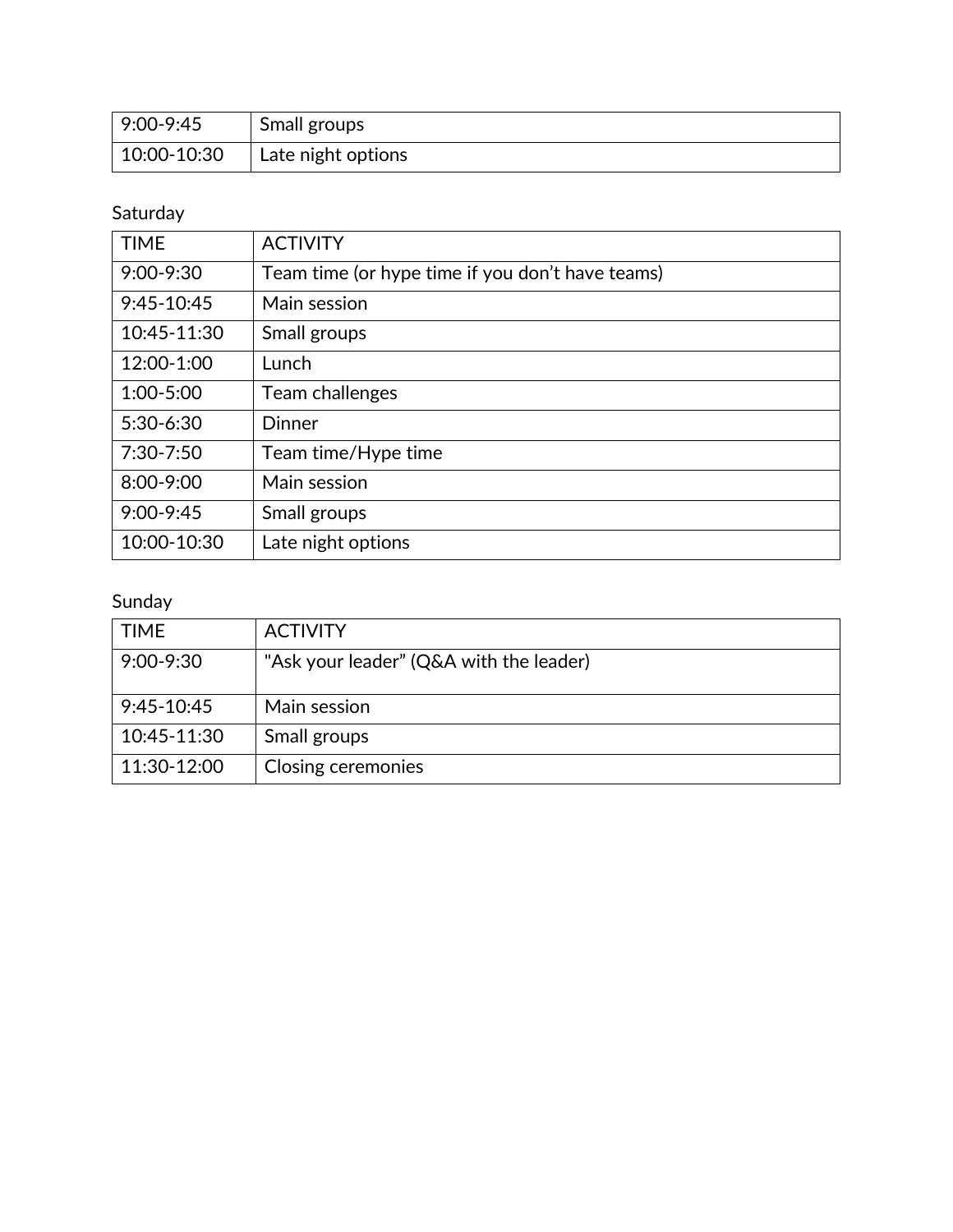| 9:00-9:45 | Small groups |
| --- | --- |
| 10:00-10:30 | Late night options |

Saturday

| TIME | ACTIVITY |
| --- | --- |
| 9:00-9:30 | Team time (or hype time if you don't have teams) |
| 9:45-10:45 | Main session |
| 10:45-11:30 | Small groups |
| 12:00-1:00 | Lunch |
| 1:00-5:00 | Team challenges |
| 5:30-6:30 | Dinner |
| 7:30-7:50 | Team time/Hype time |
| 8:00-9:00 | Main session |
| 9:00-9:45 | Small groups |
| 10:00-10:30 | Late night options |

Sunday

| TIME | ACTIVITY |
| --- | --- |
| 9:00-9:30 | "Ask your leader" (Q&A with the leader) |
| 9:45-10:45 | Main session |
| 10:45-11:30 | Small groups |
| 11:30-12:00 | Closing ceremonies |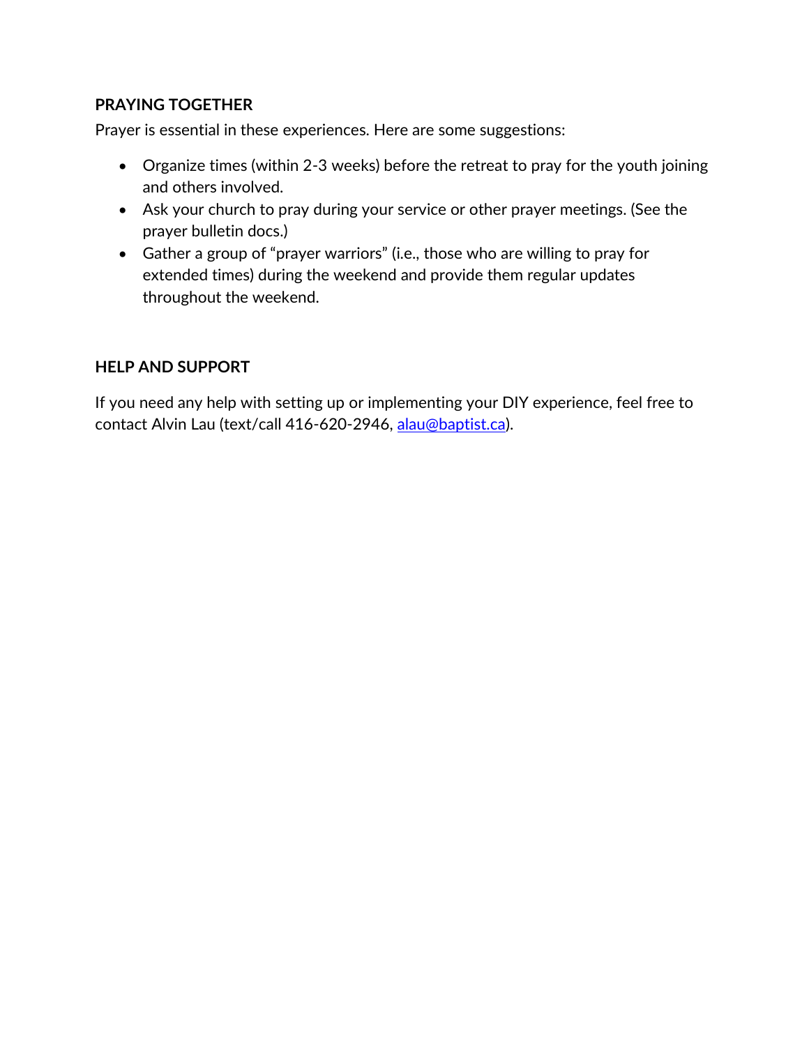**PRAYING TOGETHER**

Prayer is essential in these experiences. Here are some suggestions:

- Organize times (within 2-3 weeks) before the retreat to pray for the youth joining and others involved.
- Ask your church to pray during your service or other prayer meetings. (See the prayer bulletin docs.)
- Gather a group of "prayer warriors" (i.e., those who are willing to pray for extended times) during the weekend and provide them regular updates throughout the weekend.

**HELP AND SUPPORT**

If you need any help with setting up or implementing your DIY experience, feel free to contact Alvin Lau (text/call 416-620-2946, [alau@baptist.ca](mailto:alau@baptist.ca)).